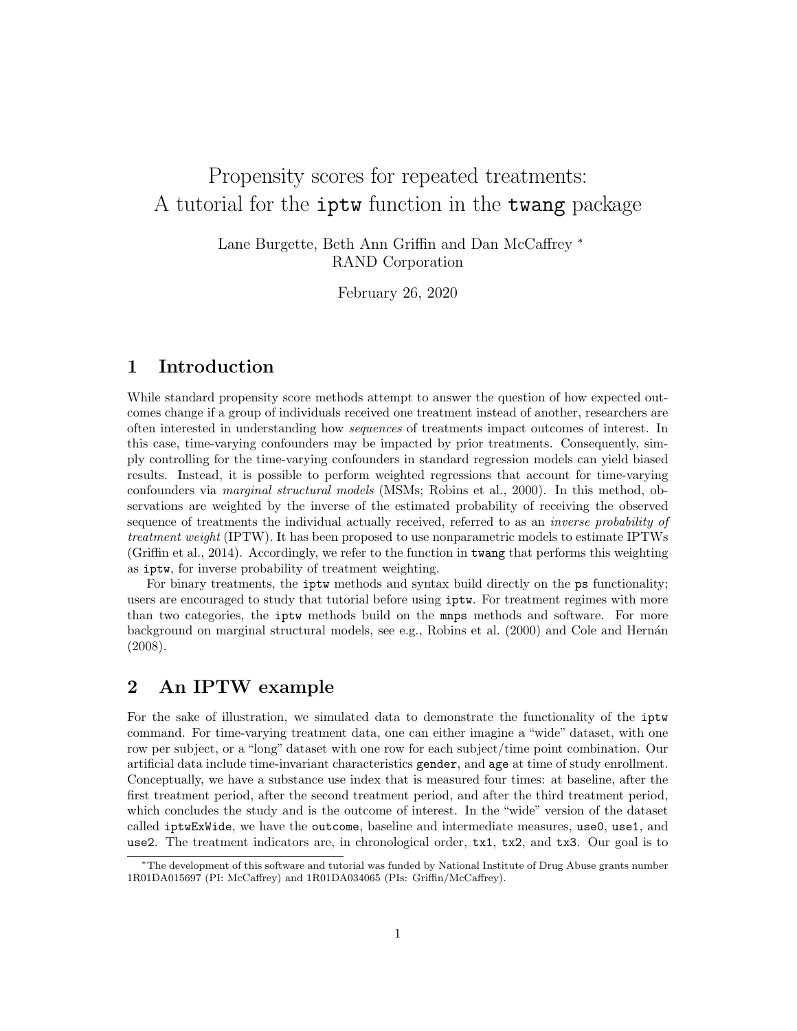# Propensity scores for repeated treatments: A tutorial for the `iptw` function in the `twang` package

Lane Burgette, Beth Ann Griffin and Dan McCaffrey [*]
RAND Corporation

February 26, 2020

## 1 Introduction

While standard propensity score methods attempt to answer the question of how expected outcomes change if a group of individuals received one treatment instead of another, researchers are often interested in understanding how *sequences* of treatments impact outcomes of interest. In this case, time-varying confounders may be impacted by prior treatments. Consequently, simply controlling for the time-varying confounders in standard regression models can yield biased results. Instead, it is possible to perform weighted regressions that account for time-varying confounders via *marginal structural models* (MSMs; Robins et al., 2000). In this method, observations are weighted by the inverse of the estimated probability of receiving the observed sequence of treatments the individual actually received, referred to as an *inverse probability of treatment weight* (IPTW). It has been proposed to use nonparametric models to estimate IPTWs (Griffin et al., 2014). Accordingly, we refer to the function in `twang` that performs this weighting as `iptw`, for inverse probability of treatment weighting.

For binary treatments, the `iptw` methods and syntax build directly on the `ps` functionality; users are encouraged to study that tutorial before using `iptw`. For treatment regimes with more than two categories, the `iptw` methods build on the `mnps` methods and software. For more background on marginal structural models, see e.g., Robins et al. (2000) and Cole and Hernán (2008).

## 2 An IPTW example

For the sake of illustration, we simulated data to demonstrate the functionality of the `iptw` command. For time-varying treatment data, one can either imagine a "wide" dataset, with one row per subject, or a "long" dataset with one row for each subject/time point combination. Our artificial data include time-invariant characteristics `gender`, and `age` at time of study enrollment. Conceptually, we have a substance use index that is measured four times: at baseline, after the first treatment period, after the second treatment period, and after the third treatment period, which concludes the study and is the outcome of interest. In the "wide" version of the dataset called `iptwExWide`, we have the `outcome`, baseline and intermediate measures, `use0`, `use1`, and `use2`. The treatment indicators are, in chronological order, `tx1`, `tx2`, and `tx3`. Our goal is to

[*] The development of this software and tutorial was funded by National Institute of Drug Abuse grants number 1R01DA015697 (PI: McCaffrey) and 1R01DA034065 (PIs: Griffin/McCaffrey).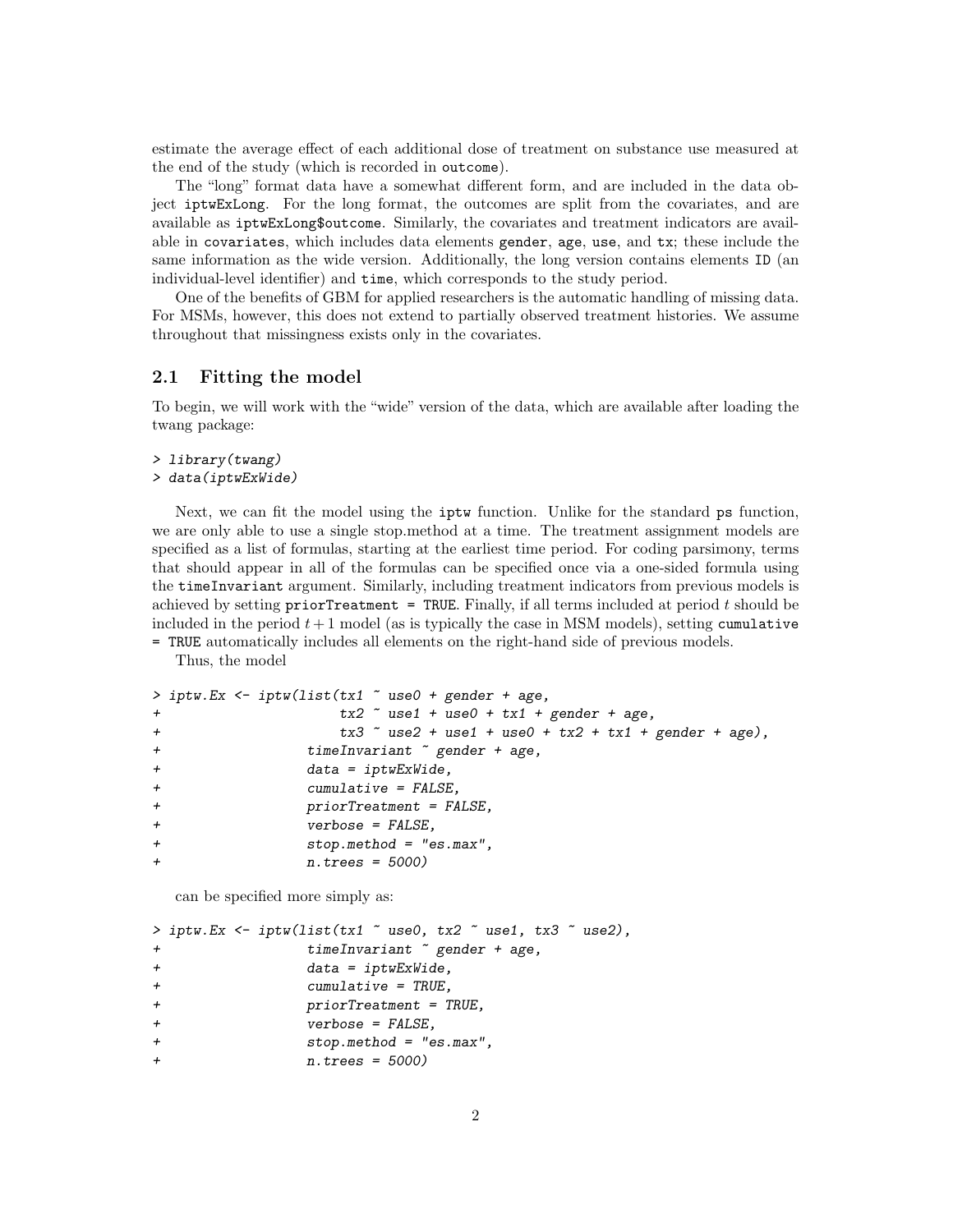estimate the average effect of each additional dose of treatment on substance use measured at the end of the study (which is recorded in `outcome`).

The "long" format data have a somewhat different form, and are included in the data object `iptwExLong`. For the long format, the outcomes are split from the covariates, and are available as `iptwExLong$outcome`. Similarly, the covariates and treatment indicators are available in `covariates`, which includes data elements `gender`, `age`, `use`, and `tx`; these include the same information as the wide version. Additionally, the long version contains elements `ID` (an individual-level identifier) and `time`, which corresponds to the study period.

One of the benefits of GBM for applied researchers is the automatic handling of missing data. For MSMs, however, this does not extend to partially observed treatment histories. We assume throughout that missingness exists only in the covariates.

## 2.1 Fitting the model

To begin, we will work with the "wide" version of the data, which are available after loading the twang package:

```
> library(twang)
> data(iptwExWide)
```

Next, we can fit the model using the `iptw` function. Unlike for the standard `ps` function, we are only able to use a single stop.method at a time. The treatment assignment models are specified as a list of formulas, starting at the earliest time period. For coding parsimony, terms that should appear in all of the formulas can be specified once via a one-sided formula using the `timeInvariant` argument. Similarly, including treatment indicators from previous models is achieved by setting `priorTreatment = TRUE`. Finally, if all terms included at period $t$ should be included in the period $t+1$ model (as is typically the case in MSM models), setting `cumulative = TRUE` automatically includes all elements on the right-hand side of previous models.

Thus, the model

```
> iptw.Ex <- iptw(list(tx1 ~ use0 + gender + age,
+                      tx2 ~ use1 + use0 + tx1 + gender + age,
+                      tx3 ~ use2 + use1 + use0 + tx2 + tx1 + gender + age),
+                 timeInvariant ~ gender + age,
+                 data = iptwExWide,
+                 cumulative = FALSE,
+                 priorTreatment = FALSE,
+                 verbose = FALSE,
+                 stop.method = "es.max",
+                 n.trees = 5000)
```

can be specified more simply as:

```
> iptw.Ex <- iptw(list(tx1 ~ use0, tx2 ~ use1, tx3 ~ use2),
+                 timeInvariant ~ gender + age,
+                 data = iptwExWide,
+                 cumulative = TRUE,
+                 priorTreatment = TRUE,
+                 verbose = FALSE,
+                 stop.method = "es.max",
+                 n.trees = 5000)
```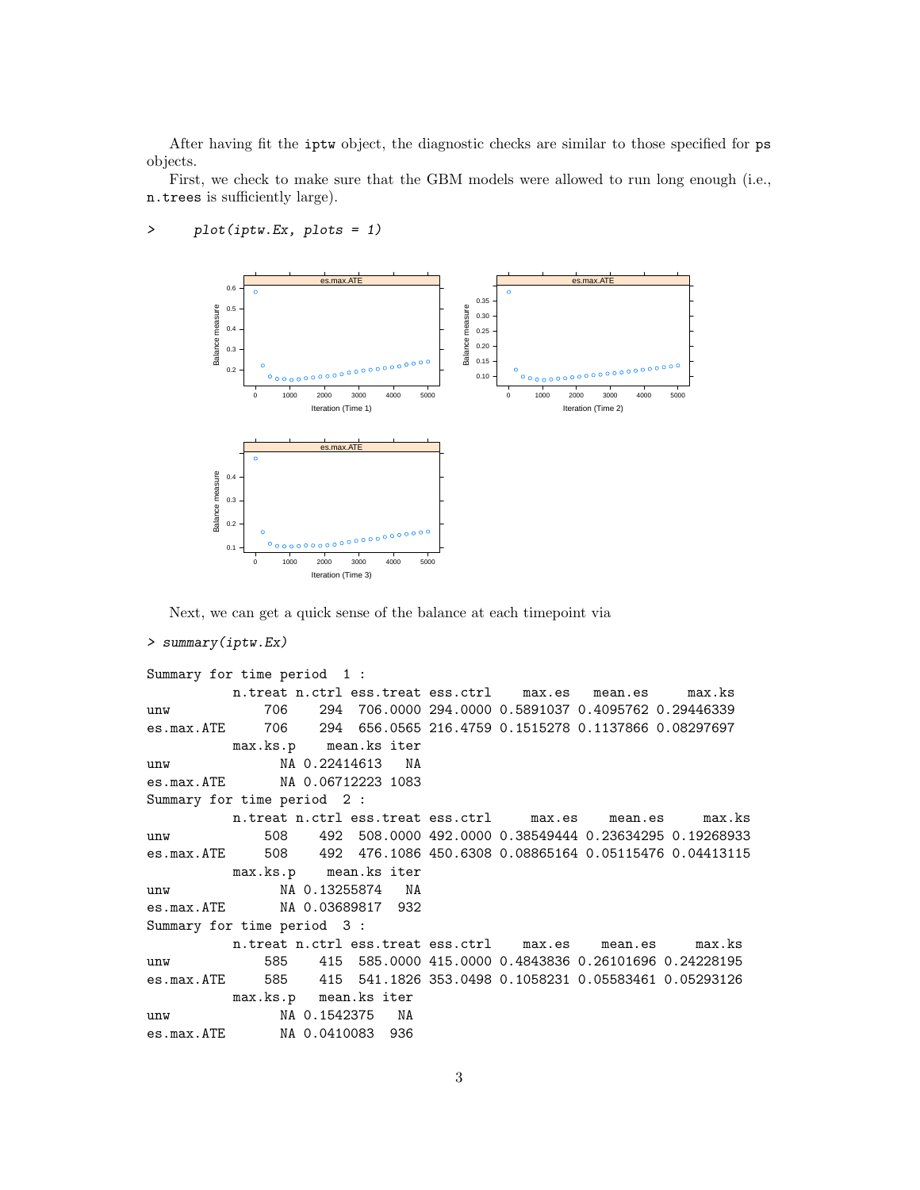After having fit the `iptw` object, the diagnostic checks are similar to those specified for `ps` objects.

First, we check to make sure that the GBM models were allowed to run long enough (i.e., `n.trees` is sufficiently large).

```
>     plot(iptw.Ex, plots = 1)
```

Next, we can get a quick sense of the balance at each timepoint via

```
> summary(iptw.Ex)

Summary for time period  1 :
           n.treat n.ctrl ess.treat ess.ctrl    max.es   mean.es     max.ks
unw            706    294  706.0000 294.0000 0.5891037 0.4095762 0.29446339
es.max.ATE     706    294  656.0565 216.4759 0.1515278 0.1137866 0.08297697
           max.ks.p    mean.ks iter
unw              NA 0.22414613   NA
es.max.ATE       NA 0.06712223 1083
Summary for time period  2 :
           n.treat n.ctrl ess.treat ess.ctrl     max.es    mean.es     max.ks
unw            508    492  508.0000 492.0000 0.38549444 0.23634295 0.19268933
es.max.ATE     508    492  476.1086 450.6308 0.08865164 0.05115476 0.04413115
           max.ks.p    mean.ks iter
unw              NA 0.13255874   NA
es.max.ATE       NA 0.03689817  932
Summary for time period  3 :
           n.treat n.ctrl ess.treat ess.ctrl    max.es    mean.es     max.ks
unw            585    415  585.0000 415.0000 0.4843836 0.26101696 0.24228195
es.max.ATE     585    415  541.1826 353.0498 0.1058231 0.05583461 0.05293126
           max.ks.p   mean.ks iter
unw              NA 0.1542375   NA
es.max.ATE       NA 0.0410083  936
```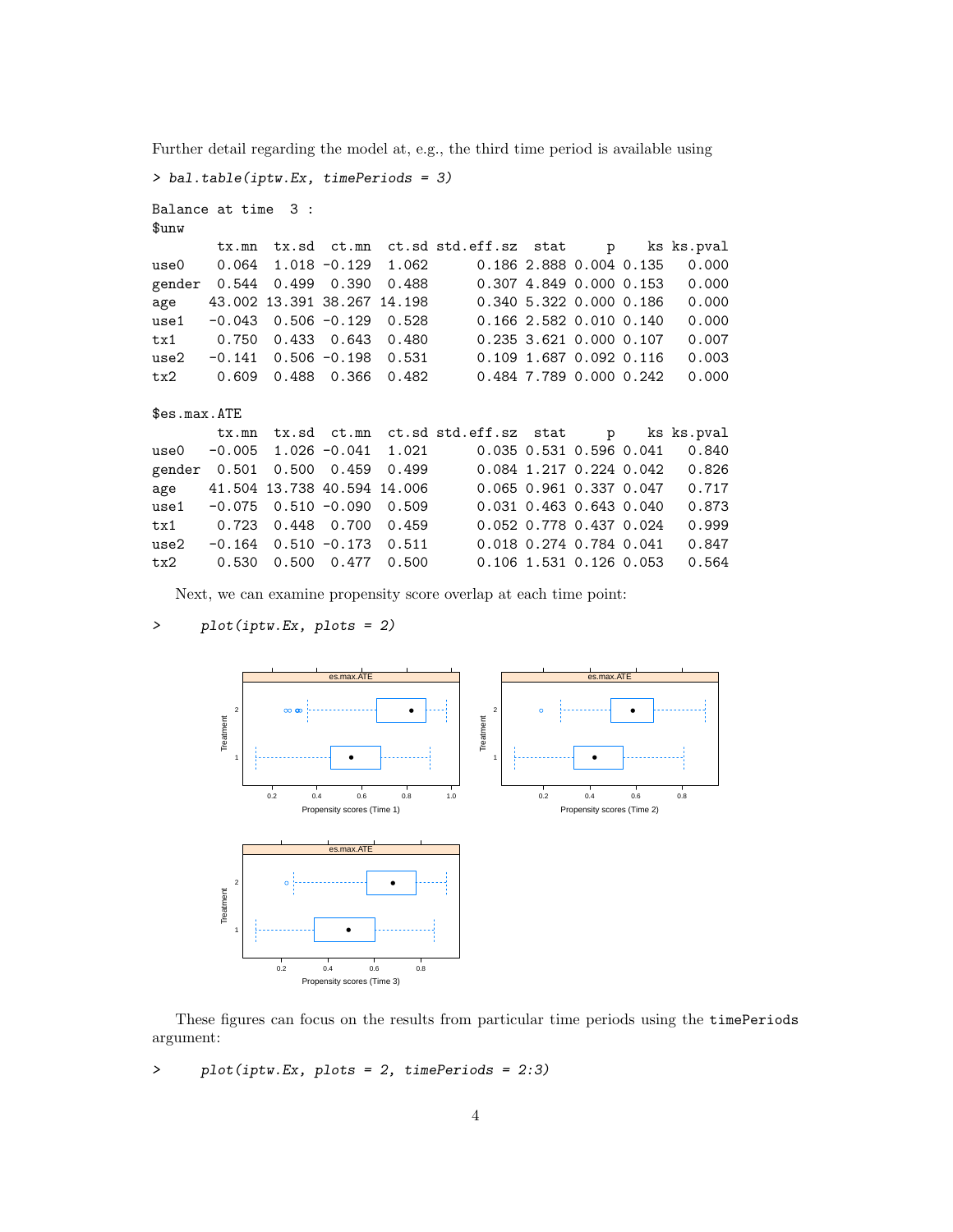Further detail regarding the model at, e.g., the third time period is available using

```
> bal.table(iptw.Ex, timePeriods = 3)

Balance at time  3 :
$unw
        tx.mn  tx.sd  ct.mn  ct.sd std.eff.sz  stat     p    ks ks.pval
use0    0.064  1.018 -0.129  1.062      0.186 2.888 0.004 0.135   0.000
gender  0.544  0.499  0.390  0.488      0.307 4.849 0.000 0.153   0.000
age    43.002 13.391 38.267 14.198      0.340 5.322 0.000 0.186   0.000
use1   -0.043  0.506 -0.129  0.528      0.166 2.582 0.010 0.140   0.000
tx1     0.750  0.433  0.643  0.480      0.235 3.621 0.000 0.107   0.007
use2   -0.141  0.506 -0.198  0.531      0.109 1.687 0.092 0.116   0.003
tx2     0.609  0.488  0.366  0.482      0.484 7.789 0.000 0.242   0.000

$es.max.ATE
        tx.mn  tx.sd  ct.mn  ct.sd std.eff.sz  stat     p    ks ks.pval
use0   -0.005  1.026 -0.041  1.021      0.035 0.531 0.596 0.041   0.840
gender  0.501  0.500  0.459  0.499      0.084 1.217 0.224 0.042   0.826
age    41.504 13.738 40.594 14.006      0.065 0.961 0.337 0.047   0.717
use1   -0.075  0.510 -0.090  0.509      0.031 0.463 0.643 0.040   0.873
tx1     0.723  0.448  0.700  0.459      0.052 0.778 0.437 0.024   0.999
use2   -0.164  0.510 -0.173  0.511      0.018 0.274 0.784 0.041   0.847
tx2     0.530  0.500  0.477  0.500      0.106 1.531 0.126 0.053   0.564
```

Next, we can examine propensity score overlap at each time point:

```
>     plot(iptw.Ex, plots = 2)
```

These figures can focus on the results from particular time periods using the `timePeriods` argument:

```
>     plot(iptw.Ex, plots = 2, timePeriods = 2:3)
```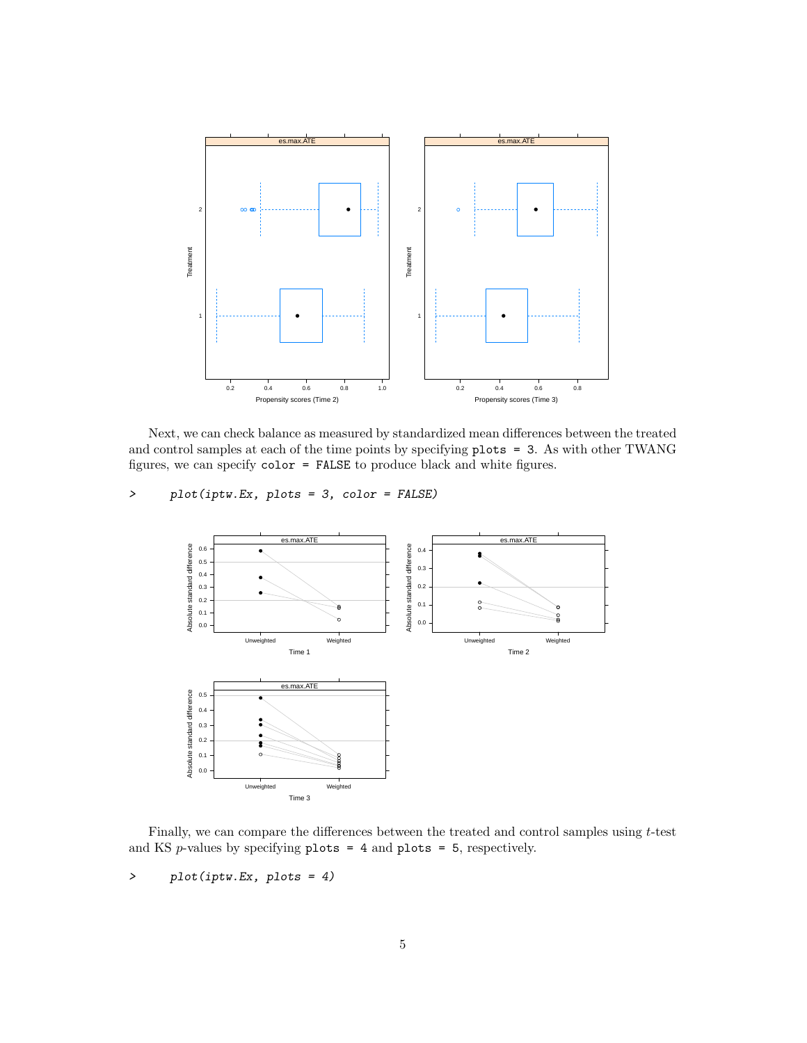Next, we can check balance as measured by standardized mean differences between the treated and control samples at each of the time points by specifying `plots = 3`. As with other TWANG figures, we can specify `color = FALSE` to produce black and white figures.

```
>     plot(iptw.Ex, plots = 3, color = FALSE)
```

Finally, we can compare the differences between the treated and control samples using $t$-test and KS $p$-values by specifying `plots = 4` and `plots = 5`, respectively.

```
>     plot(iptw.Ex, plots = 4)
```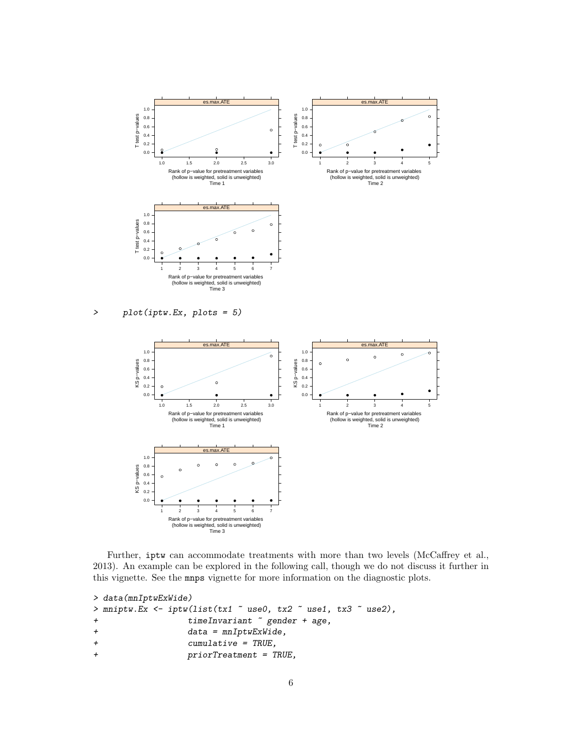```
>      plot(iptw.Ex, plots = 5)
```

Further, iptw can accommodate treatments with more than two levels (McCaffrey et al., 2013). An example can be explored in the following call, though we do not discuss it further in this vignette. See the mnps vignette for more information on the diagnostic plots.

```
> data(mnIptwExWide)
> mniptw.Ex <- iptw(list(tx1 ~ use0, tx2 ~ use1, tx3 ~ use2),
+                  timeInvariant ~ gender + age,
+                  data = mnIptwExWide,
+                  cumulative = TRUE,
+                  priorTreatment = TRUE,
```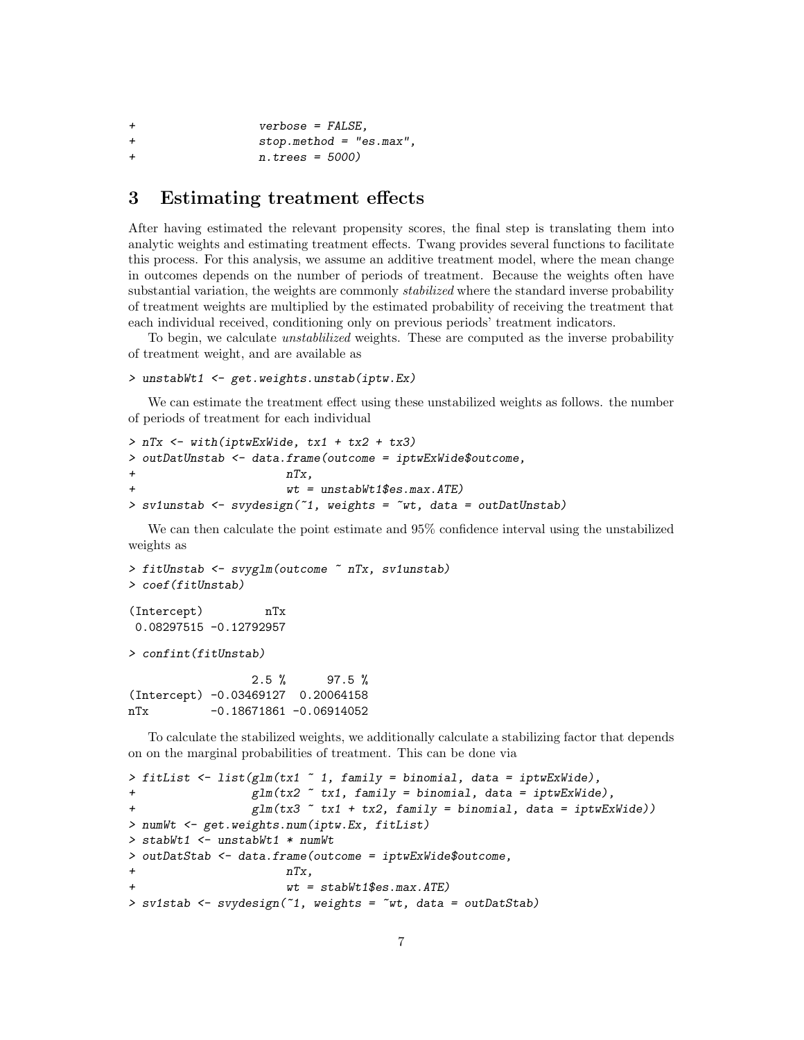```
+                 verbose = FALSE,
+                 stop.method = "es.max",
+                 n.trees = 5000)
```

## 3 Estimating treatment effects

After having estimated the relevant propensity scores, the final step is translating them into analytic weights and estimating treatment effects. Twang provides several functions to facilitate this process. For this analysis, we assume an additive treatment model, where the mean change in outcomes depends on the number of periods of treatment. Because the weights often have substantial variation, the weights are commonly *stabilized* where the standard inverse probability of treatment weights are multiplied by the estimated probability of receiving the treatment that each individual received, conditioning only on previous periods' treatment indicators.

To begin, we calculate *unstablilized* weights. These are computed as the inverse probability of treatment weight, and are available as

```
> unstabWt1 <- get.weights.unstab(iptw.Ex)
```

We can estimate the treatment effect using these unstabilized weights as follows. the number of periods of treatment for each individual

```
> nTx <- with(iptwExWide, tx1 + tx2 + tx3)
> outDatUnstab <- data.frame(outcome = iptwExWide$outcome,
+                       nTx,
+                       wt = unstabWt1$es.max.ATE)
> sv1unstab <- svydesign(~1, weights = ~wt, data = outDatUnstab)
```

We can then calculate the point estimate and 95% confidence interval using the unstabilized weights as

```
> fitUnstab <- svyglm(outcome ~ nTx, sv1unstab)
> coef(fitUnstab)

(Intercept)         nTx
 0.08297515 -0.12792957

> confint(fitUnstab)

                  2.5 %      97.5 %
(Intercept) -0.03469127  0.20064158
nTx         -0.18671861 -0.06914052
```

To calculate the stabilized weights, we additionally calculate a stabilizing factor that depends on on the marginal probabilities of treatment. This can be done via

```
> fitList <- list(glm(tx1 ~ 1, family = binomial, data = iptwExWide),
+                 glm(tx2 ~ tx1, family = binomial, data = iptwExWide),
+                 glm(tx3 ~ tx1 + tx2, family = binomial, data = iptwExWide))
> numWt <- get.weights.num(iptw.Ex, fitList)
> stabWt1 <- unstabWt1 * numWt
> outDatStab <- data.frame(outcome = iptwExWide$outcome,
+                       nTx,
+                       wt = stabWt1$es.max.ATE)
> sv1stab <- svydesign(~1, weights = ~wt, data = outDatStab)
```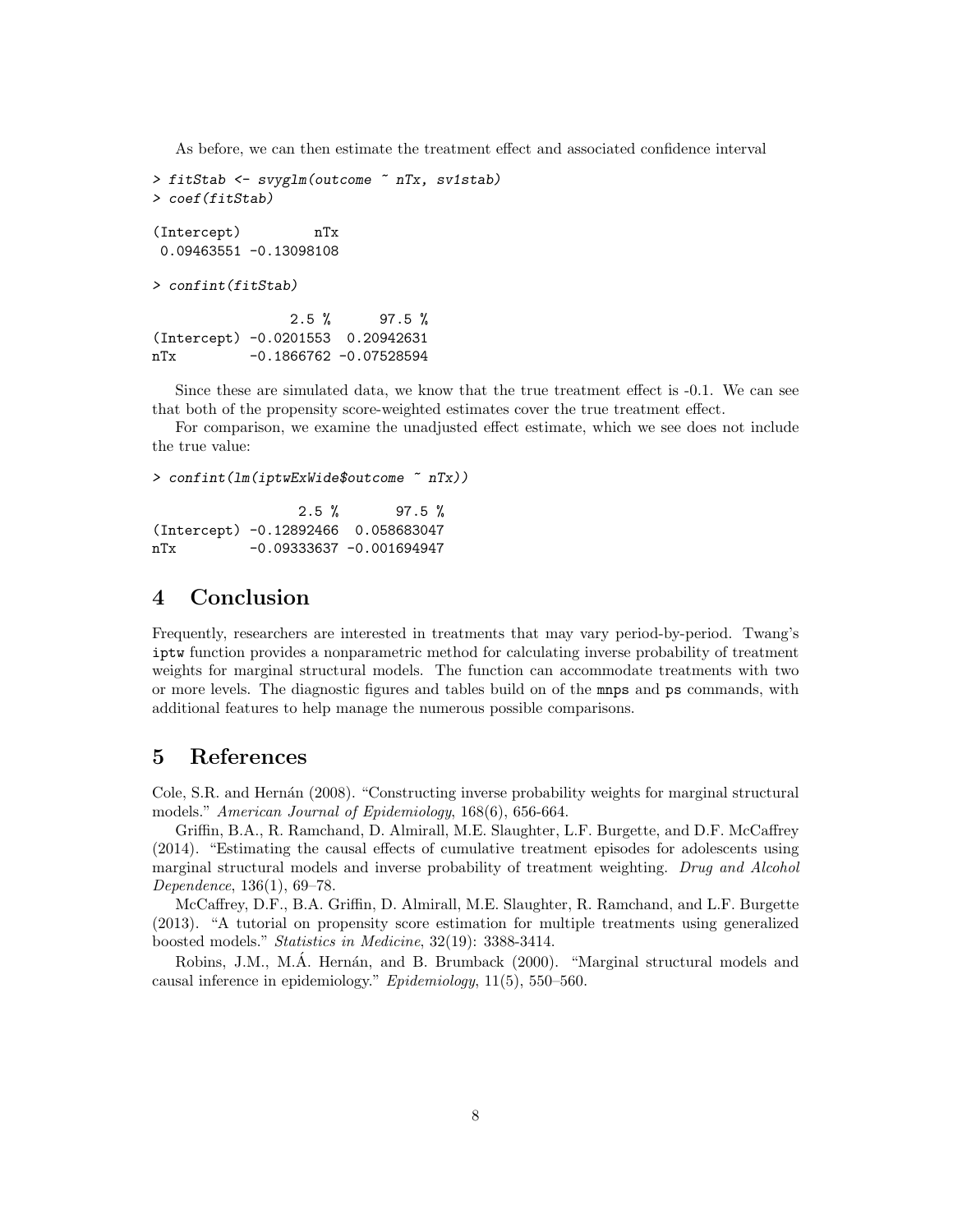As before, we can then estimate the treatment effect and associated confidence interval

```
> fitStab <- svyglm(outcome ~ nTx, sv1stab)
> coef(fitStab)

(Intercept)         nTx
 0.09463551 -0.13098108

> confint(fitStab)

                 2.5 %      97.5 %
(Intercept) -0.0201553  0.20942631
nTx         -0.1866762 -0.07528594
```

Since these are simulated data, we know that the true treatment effect is -0.1. We can see that both of the propensity score-weighted estimates cover the true treatment effect.

For comparison, we examine the unadjusted effect estimate, which we see does not include the true value:

```
> confint(lm(iptwExWide$outcome ~ nTx))

                  2.5 %       97.5 %
(Intercept) -0.12892466  0.058683047
nTx         -0.09333637 -0.001694947
```

## 4 Conclusion

Frequently, researchers are interested in treatments that may vary period-by-period. Twang's `iptw` function provides a nonparametric method for calculating inverse probability of treatment weights for marginal structural models. The function can accommodate treatments with two or more levels. The diagnostic figures and tables build on of the `mnps` and `ps` commands, with additional features to help manage the numerous possible comparisons.

## 5 References

Cole, S.R. and Hernán (2008). "Constructing inverse probability weights for marginal structural models." *American Journal of Epidemiology*, 168(6), 656-664.

Griffin, B.A., R. Ramchand, D. Almirall, M.E. Slaughter, L.F. Burgette, and D.F. McCaffrey (2014). "Estimating the causal effects of cumulative treatment episodes for adolescents using marginal structural models and inverse probability of treatment weighting. *Drug and Alcohol Dependence*, 136(1), 69–78.

McCaffrey, D.F., B.A. Griffin, D. Almirall, M.E. Slaughter, R. Ramchand, and L.F. Burgette (2013). "A tutorial on propensity score estimation for multiple treatments using generalized boosted models." *Statistics in Medicine*, 32(19): 3388-3414.

Robins, J.M., M.Á. Hernán, and B. Brumback (2000). "Marginal structural models and causal inference in epidemiology." *Epidemiology*, 11(5), 550–560.